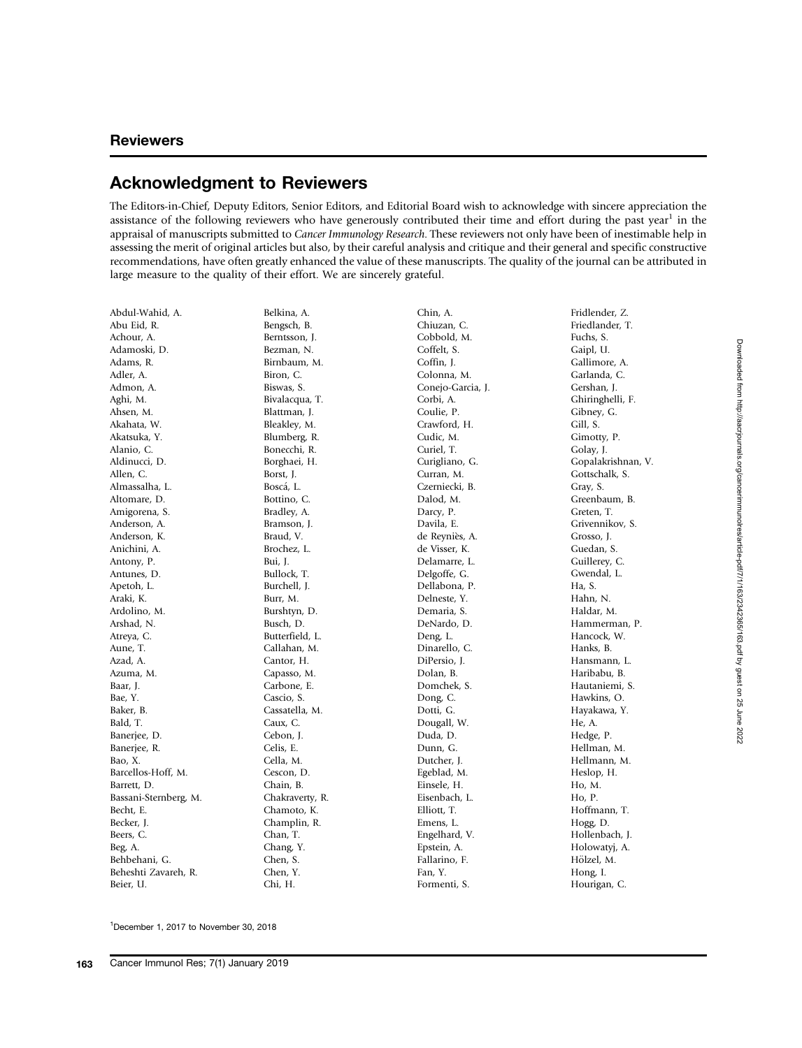## Reviewers

# Acknowledgment to Reviewers

The Editors-in-Chief, Deputy Editors, Senior Editors, and Editorial Board wish to acknowledge with sincere appreciation the assistance of the following reviewers who have generously contributed their time and effort during the past year[1] in the appraisal of manuscripts submitted to *Cancer Immunology Research*. These reviewers not only have been of inestimable help in assessing the merit of original articles but also, by their careful analysis and critique and their general and specific constructive recommendations, have often greatly enhanced the value of these manuscripts. The quality of the journal can be attributed in large measure to the quality of their effort. We are sincerely grateful.

Abdul-Wahid, A.
Abu Eid, R.
Achour, A.
Adamoski, D.
Adams, R.
Adler, A.
Admon, A.
Aghi, M.
Ahsen, M.
Akahata, W.
Akatsuka, Y.
Alanio, C.
Aldinucci, D.
Allen, C.
Almassalha, L.
Altomare, D.
Amigorena, S.
Anderson, A.
Anderson, K.
Anichini, A.
Antony, P.
Antunes, D.
Apetoh, L.
Araki, K.
Ardolino, M.
Arshad, N.
Atreya, C.
Aune, T.
Azad, A.
Azuma, M.
Baar, J.
Bae, Y.
Baker, B.
Bald, T.
Banerjee, D.
Banerjee, R.
Bao, X.
Barcellos-Hoff, M.
Barrett, D.
Bassani-Sternberg, M.
Becht, E.
Becker, J.
Beers, C.
Beg, A.
Behbehani, G.
Beheshti Zavareh, R.
Beier, U.
Belkina, A.
Bengsch, B.
Berntsson, J.
Bezman, N.
Birnbaum, M.
Biron, C.
Biswas, S.
Bivalacqua, T.
Blattman, J.
Bleakley, M.
Blumberg, R.
Bonecchi, R.
Borghaei, H.
Borst, J.
Boscá, L.
Bottino, C.
Bradley, A.
Bramson, J.
Braud, V.
Brochez, L.
Bui, J.
Bullock, T.
Burchell, J.
Burr, M.
Burshtyn, D.
Busch, D.
Butterfield, L.
Callahan, M.
Cantor, H.
Capasso, M.
Carbone, E.
Cascio, S.
Cassatella, M.
Caux, C.
Cebon, J.
Celis, E.
Cella, M.
Cescon, D.
Chain, B.
Chakraverty, R.
Chamoto, K.
Champlin, R.
Chan, T.
Chang, Y.
Chen, S.
Chen, Y.
Chi, H.
Chin, A.
Chiuzan, C.
Cobbold, M.
Coffelt, S.
Coffin, J.
Colonna, M.
Conejo-Garcia, J.
Corbi, A.
Coulie, P.
Crawford, H.
Cudic, M.
Curiel, T.
Curigliano, G.
Curran, M.
Czerniecki, B.
Dalod, M.
Darcy, P.
Davila, E.
de Reyniès, A.
de Visser, K.
Delamarre, L.
Delgoffe, G.
Dellabona, P.
Delneste, Y.
Demaria, S.
DeNardo, D.
Deng, L.
Dinarello, C.
DiPersio, J.
Dolan, B.
Domchek, S.
Dong, C.
Dotti, G.
Dougall, W.
Duda, D.
Dunn, G.
Dutcher, J.
Egeblad, M.
Einsele, H.
Eisenbach, L.
Elliott, T.
Emens, L.
Engelhard, V.
Epstein, A.
Fallarino, F.
Fan, Y.
Formenti, S.
Fridlender, Z.
Friedlander, T.
Fuchs, S.
Gaipl, U.
Gallimore, A.
Garlanda, C.
Gershan, J.
Ghiringhelli, F.
Gibney, G.
Gill, S.
Gimotty, P.
Golay, J.
Gopalakrishnan, V.
Gottschalk, S.
Gray, S.
Greenbaum, B.
Greten, T.
Grivennikov, S.
Grosso, J.
Guedan, S.
Guillerey, C.
Gwendal, L.
Ha, S.
Hahn, N.
Haldar, M.
Hammerman, P.
Hancock, W.
Hanks, B.
Hansmann, L.
Haribabu, B.
Hautaniemi, S.
Hawkins, O.
Hayakawa, Y.
He, A.
Hedge, P.
Hellman, M.
Hellmann, M.
Heslop, H.
Ho, M.
Ho, P.
Hoffmann, T.
Hogg, D.
Hollenbach, J.
Holowatyj, A.
Hölzel, M.
Hong, I.
Hourigan, C.

[1]December 1, 2017 to November 30, 2018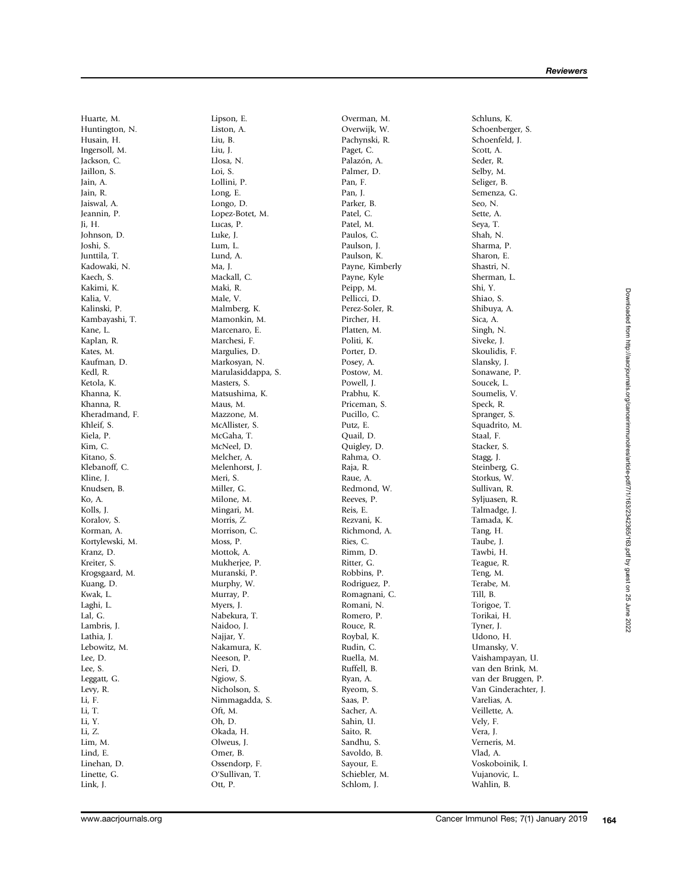Huarte, M.
Huntington, N.
Husain, H.
Ingersoll, M.
Jackson, C.
Jaillon, S.
Jain, A.
Jain, R.
Jaiswal, A.
Jeannin, P.
Ji, H.
Johnson, D.
Joshi, S.
Junttila, T.
Kadowaki, N.
Kaech, S.
Kakimi, K.
Kalia, V.
Kalinski, P.
Kambayashi, T.
Kane, L.
Kaplan, R.
Kates, M.
Kaufman, D.
Kedl, R.
Ketola, K.
Khanna, K.
Khanna, R.
Kheradmand, F.
Khleif, S.
Kiela, P.
Kim, C.
Kitano, S.
Klebanoff, C.
Kline, J.
Knudsen, B.
Ko, A.
Kolls, J.
Koralov, S.
Korman, A.
Kortylewski, M.
Kranz, D.
Kreiter, S.
Krogsgaard, M.
Kuang, D.
Kwak, L.
Laghi, L.
Lal, G.
Lambris, J.
Lathia, J.
Lebowitz, M.
Lee, D.
Lee, S.
Leggatt, G.
Levy, R.
Li, F.
Li, T.
Li, Y.
Li, Z.
Lim, M.
Lind, E.
Linehan, D.
Linette, G.
Link, J.
Lipson, E.
Liston, A.
Liu, B.
Liu, J.
Llosa, N.
Loi, S.
Lollini, P.
Long, E.
Longo, D.
Lopez-Botet, M.
Lucas, P.
Luke, J.
Lum, L.
Lund, A.
Ma, J.
Mackall, C.
Maki, R.
Male, V.
Malmberg, K.
Mamonkin, M.
Marcenaro, E.
Marchesi, F.
Margulies, D.
Markosyan, N.
Marulasiddappa, S.
Masters, S.
Matsushima, K.
Maus, M.
Mazzone, M.
McAllister, S.
McGaha, T.
McNeel, D.
Melcher, A.
Melenhorst, J.
Meri, S.
Miller, G.
Milone, M.
Mingari, M.
Morris, Z.
Morrison, C.
Moss, P.
Mottok, A.
Mukherjee, P.
Muranski, P.
Murphy, W.
Murray, P.
Myers, J.
Nabekura, T.
Naidoo, J.
Najjar, Y.
Nakamura, K.
Neeson, P.
Neri, D.
Ngiow, S.
Nicholson, S.
Nimmagadda, S.
Oft, M.
Oh, D.
Okada, H.
Olweus, J.
Omer, B.
Ossendorp, F.
O'Sullivan, T.
Ott, P.
Overman, M.
Overwijk, W.
Pachynski, R.
Paget, C.
Palazón, A.
Palmer, D.
Pan, F.
Pan, J.
Parker, B.
Patel, C.
Patel, M.
Paulos, C.
Paulson, J.
Paulson, K.
Payne, Kimberly
Payne, Kyle
Peipp, M.
Pellicci, D.
Perez-Soler, R.
Pircher, H.
Platten, M.
Politi, K.
Porter, D.
Posey, A.
Postow, M.
Powell, J.
Prabhu, K.
Priceman, S.
Pucillo, C.
Putz, E.
Quail, D.
Quigley, D.
Rahma, O.
Raja, R.
Raue, A.
Redmond, W.
Reeves, P.
Reis, E.
Rezvani, K.
Richmond, A.
Ries, C.
Rimm, D.
Ritter, G.
Robbins, P.
Rodriguez, P.
Romagnani, C.
Romani, N.
Romero, P.
Rouce, R.
Roybal, K.
Rudin, C.
Ruella, M.
Ruffell, B.
Ryan, A.
Ryeom, S.
Saas, P.
Sacher, A.
Sahin, U.
Saito, R.
Sandhu, S.
Savoldo, B.
Sayour, E.
Schiebler, M.
Schlom, J.
Schluns, K.
Schoenberger, S.
Schoenfeld, J.
Scott, A.
Seder, R.
Selby, M.
Seliger, B.
Semenza, G.
Seo, N.
Sette, A.
Seya, T.
Shah, N.
Sharma, P.
Sharon, E.
Shastri, N.
Sherman, L.
Shi, Y.
Shiao, S.
Shibuya, A.
Sica, A.
Singh, N.
Siveke, J.
Skoulidis, F.
Slansky, J.
Sonawane, P.
Soucek, L.
Soumelis, V.
Speck, R.
Spranger, S.
Squadrito, M.
Staal, F.
Stacker, S.
Stagg, J.
Steinberg, G.
Storkus, W.
Sullivan, R.
Syljuasen, R.
Talmadge, J.
Tamada, K.
Tang, H.
Taube, J.
Tawbi, H.
Teague, R.
Teng, M.
Terabe, M.
Till, B.
Torigoe, T.
Torikai, H.
Tyner, J.
Udono, H.
Umansky, V.
Vaishampayan, U.
van den Brink, M.
van der Bruggen, P.
Van Ginderachter, J.
Varelias, A.
Veillette, A.
Vely, F.
Vera, J.
Verneris, M.
Vlad, A.
Voskoboinik, I.
Vujanovic, L.
Wahlin, B.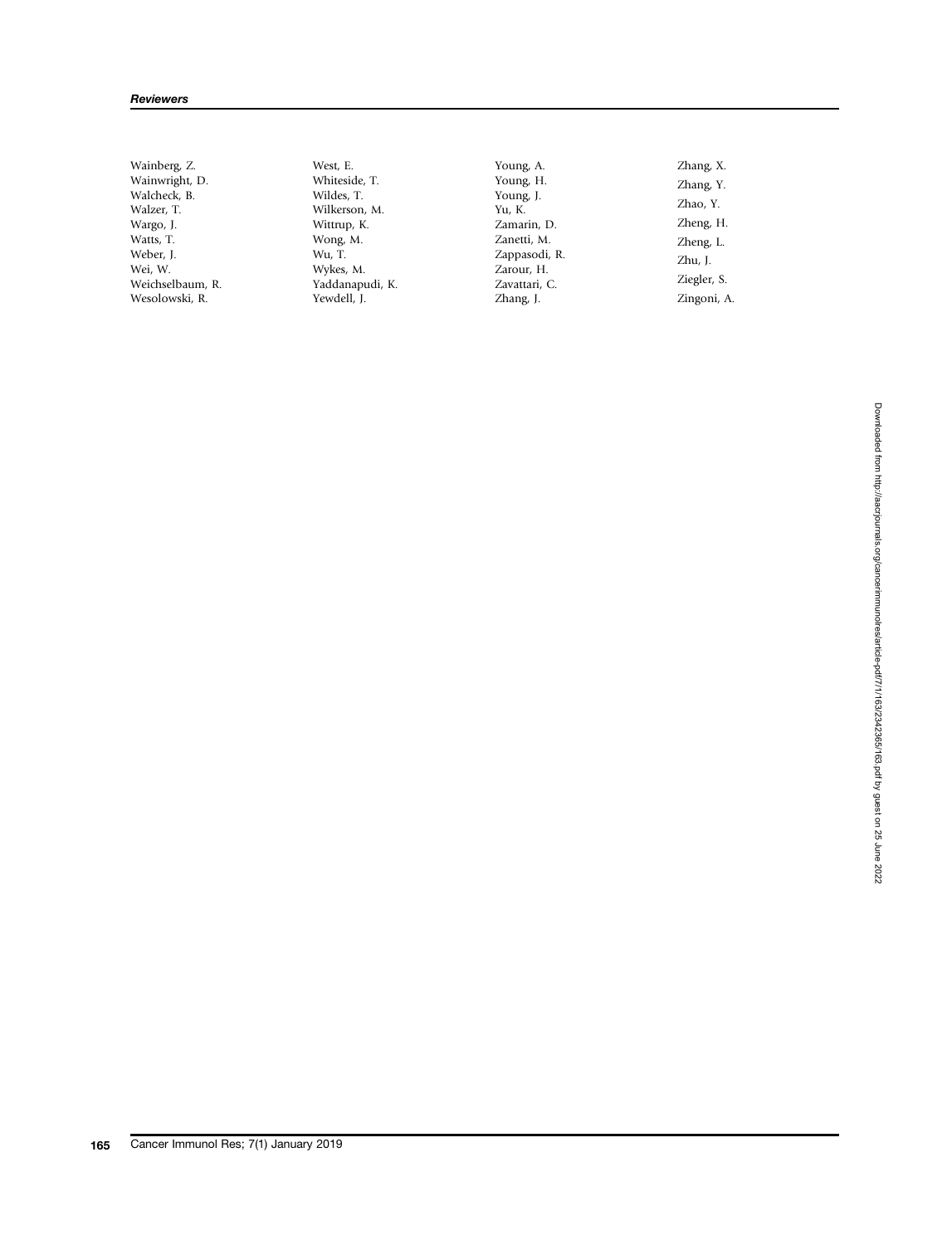Wainberg, Z.
Wainwright, D.
Walcheck, B.
Walzer, T.
Wargo, J.
Watts, T.
Weber, J.
Wei, W.
Weichselbaum, R.
Wesolowski, R.
West, E.
Whiteside, T.
Wildes, T.
Wilkerson, M.
Wittrup, K.
Wong, M.
Wu, T.
Wykes, M.
Yaddanapudi, K.
Yewdell, J.
Young, A.
Young, H.
Young, J.
Yu, K.
Zamarin, D.
Zanetti, M.
Zappasodi, R.
Zarour, H.
Zavattari, C.
Zhang, J.
Zhang, X.
Zhang, Y.
Zhao, Y.
Zheng, H.
Zheng, L.
Zhu, J.
Ziegler, S.
Zingoni, A.